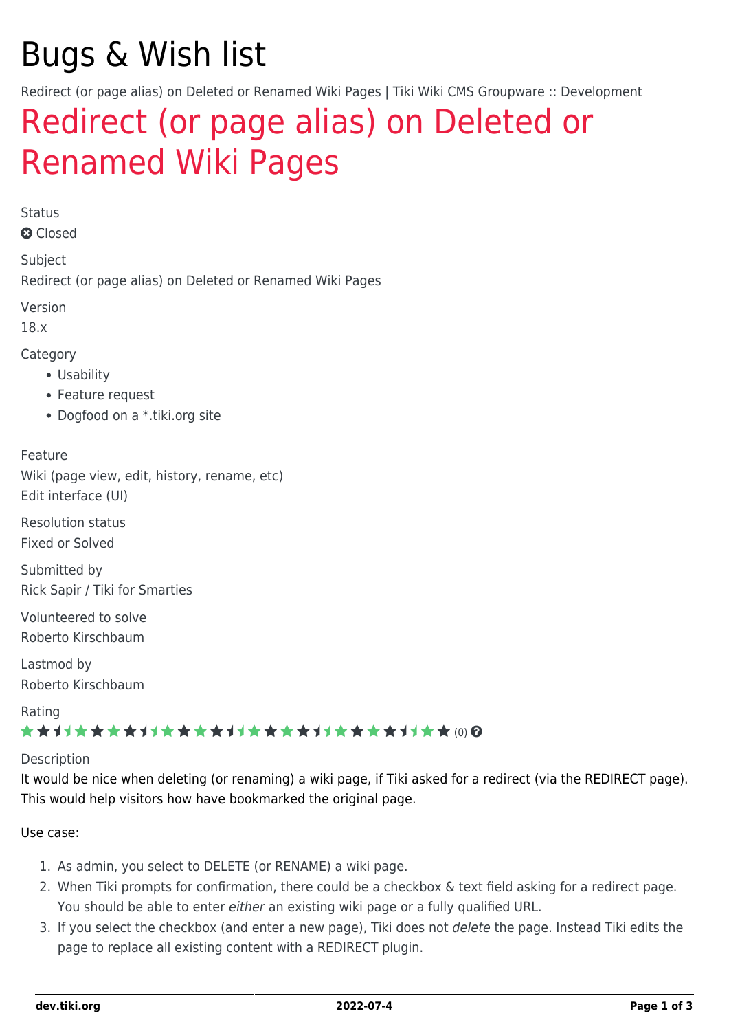# Bugs & Wish list

Redirect (or page alias) on Deleted or Renamed Wiki Pages | Tiki Wiki CMS Groupware :: Development

## Redirect (or page alias) on Deleted or Renamed Wiki Pages

Status

Closed

Subject

Redirect (or page alias) on Deleted or Renamed Wiki Pages

Version

18.x

Category

- Usability
- Feature request
- Dogfood on a *.tiki.org site

Feature

Wiki (page view, edit, history, rename, etc)
Edit interface (UI)

Resolution status

Fixed or Solved

Submitted by

Rick Sapir / Tiki for Smarties

Volunteered to solve

Roberto Kirschbaum

Lastmod by

Roberto Kirschbaum

Rating

(0)

Description

It would be nice when deleting (or renaming) a wiki page, if Tiki asked for a redirect (via the REDIRECT page). This would help visitors how have bookmarked the original page.

Use case:

1. As admin, you select to DELETE (or RENAME) a wiki page.
2. When Tiki prompts for confirmation, there could be a checkbox & text field asking for a redirect page. You should be able to enter *either* an existing wiki page or a fully qualified URL.
3. If you select the checkbox (and enter a new page), Tiki does not *delete* the page. Instead Tiki edits the page to replace all existing content with a REDIRECT plugin.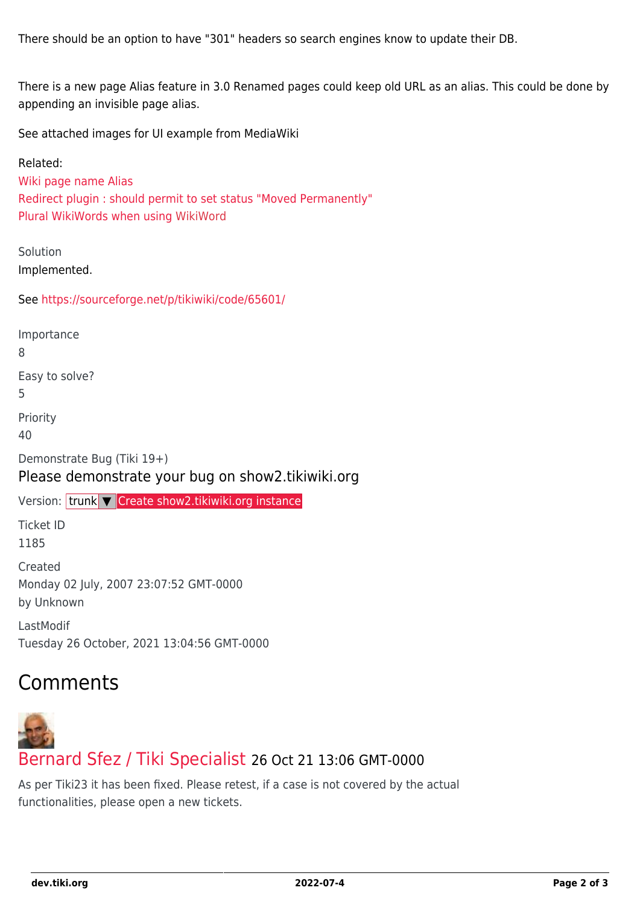There should be an option to have "301" headers so search engines know to update their DB.

There is a new page Alias feature in 3.0 Renamed pages could keep old URL as an alias. This could be done by appending an invisible page alias.

See attached images for UI example from MediaWiki

Related:
Wiki page name Alias
Redirect plugin : should permit to set status "Moved Permanently"
Plural WikiWords when using WikiWord

Solution
Implemented.

See https://sourceforge.net/p/tikiwiki/code/65601/

Importance
8

Easy to solve?
5

Priority
40

Demonstrate Bug (Tiki 19+)
Please demonstrate your bug on show2.tikiwiki.org

Version: trunk ▼ Create show2.tikiwiki.org instance

Ticket ID
1185

Created
Monday 02 July, 2007 23:07:52 GMT-0000
by Unknown

LastModif
Tuesday 26 October, 2021 13:04:56 GMT-0000

## Comments

Bernard Sfez / Tiki Specialist 26 Oct 21 13:06 GMT-0000

As per Tiki23 it has been fixed. Please retest, if a case is not covered by the actual functionalities, please open a new tickets.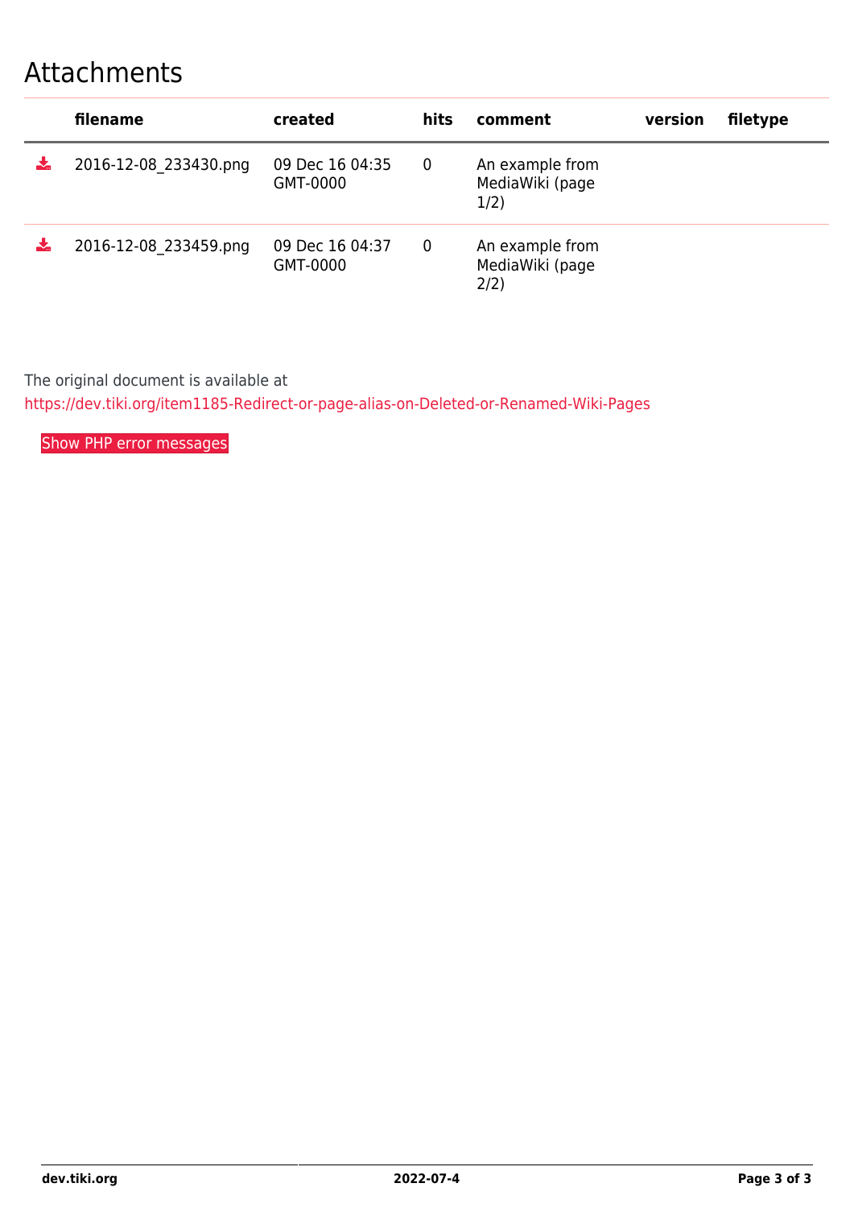# Attachments

| | filename | created | hits | comment | version | filetype |
|---|---|---|---|---|---|---|
| | 2016-12-08_233430.png | 09 Dec 16 04:35 GMT-0000 | 0 | An example from MediaWiki (page 1/2) | | |
| | 2016-12-08_233459.png | 09 Dec 16 04:37 GMT-0000 | 0 | An example from MediaWiki (page 2/2) | | |

The original document is available at
https://dev.tiki.org/item1185-Redirect-or-page-alias-on-Deleted-or-Renamed-Wiki-Pages

Show PHP error messages